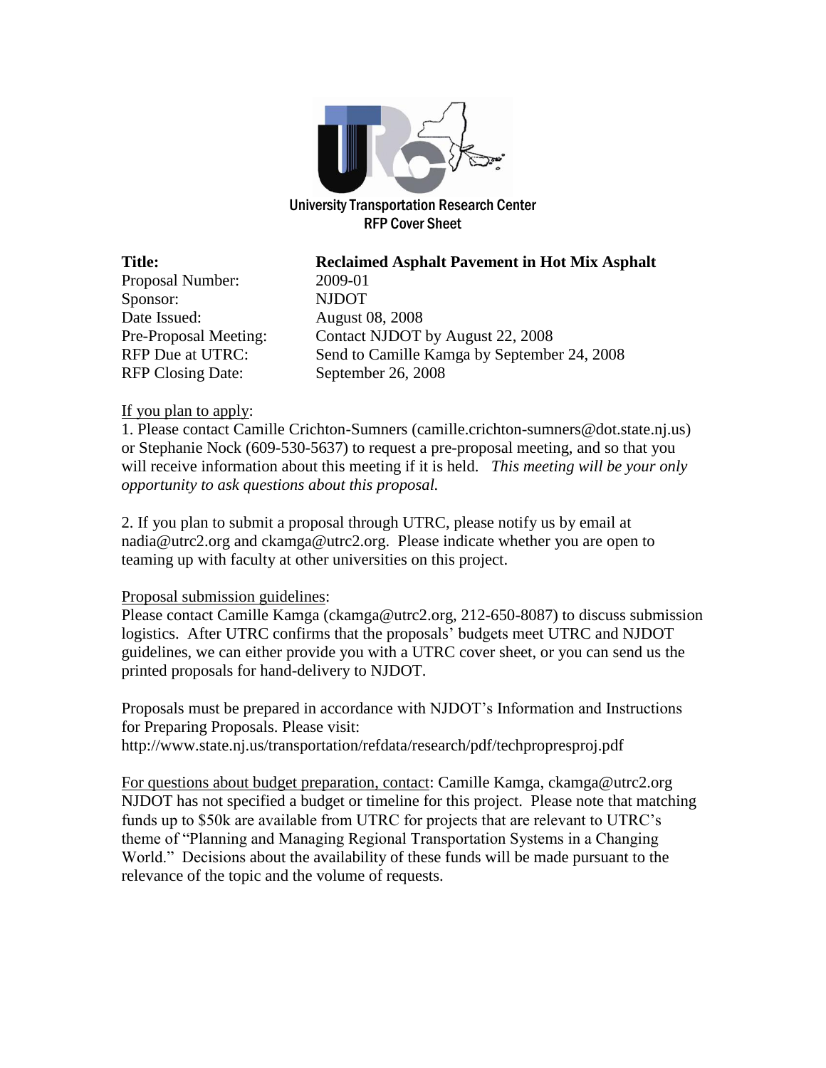University Transportation Research Center

RFP Cover Sheet

| | |
|---|---|
| **Title:** | **Reclaimed Asphalt Pavement in Hot Mix Asphalt** |
| Proposal Number: | 2009-01 |
| Sponsor: | NJDOT |
| Date Issued: | August 08, 2008 |
| Pre-Proposal Meeting: | Contact NJDOT by August 22, 2008 |
| RFP Due at UTRC: | Send to Camille Kamga by September 24, 2008 |
| RFP Closing Date: | September 26, 2008 |

<u>If you plan to apply</u>:

1. Please contact Camille Crichton-Sumners (camille.crichton-sumners@dot.state.nj.us) or Stephanie Nock (609-530-5637) to request a pre-proposal meeting, and so that you will receive information about this meeting if it is held. *This meeting will be your only opportunity to ask questions about this proposal.*

2. If you plan to submit a proposal through UTRC, please notify us by email at nadia@utrc2.org and ckamga@utrc2.org. Please indicate whether you are open to teaming up with faculty at other universities on this project.

<u>Proposal submission guidelines</u>:

Please contact Camille Kamga (ckamga@utrc2.org, 212-650-8087) to discuss submission logistics. After UTRC confirms that the proposals' budgets meet UTRC and NJDOT guidelines, we can either provide you with a UTRC cover sheet, or you can send us the printed proposals for hand-delivery to NJDOT.

Proposals must be prepared in accordance with NJDOT's Information and Instructions for Preparing Proposals. Please visit:
http://www.state.nj.us/transportation/refdata/research/pdf/techpropresproj.pdf

<u>For questions about budget preparation, contact</u>: Camille Kamga, ckamga@utrc2.org
NJDOT has not specified a budget or timeline for this project. Please note that matching funds up to $50k are available from UTRC for projects that are relevant to UTRC's theme of "Planning and Managing Regional Transportation Systems in a Changing World." Decisions about the availability of these funds will be made pursuant to the relevance of the topic and the volume of requests.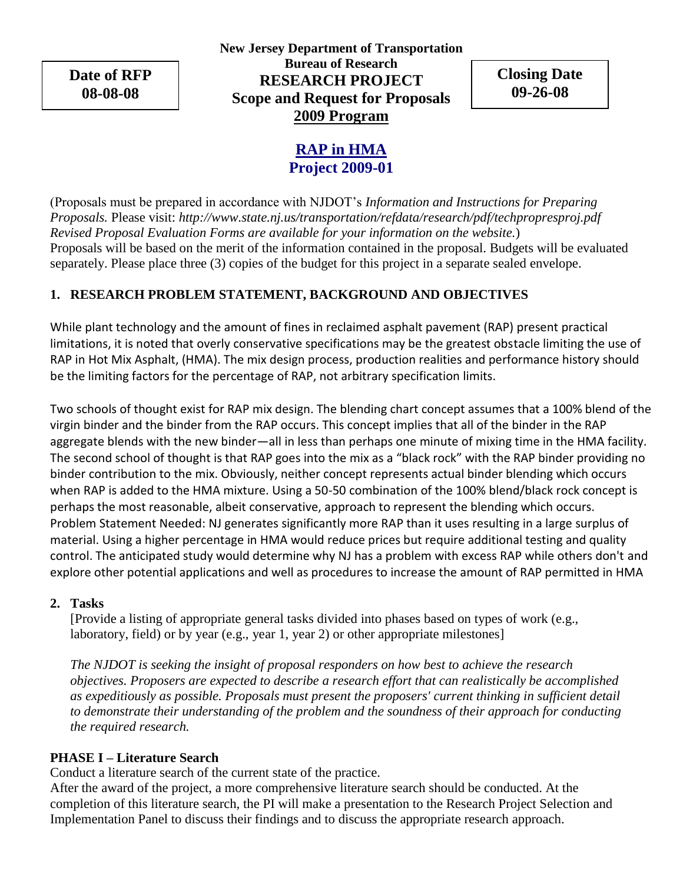**Date of RFP**
**08-08-08**

**New Jersey Department of Transportation**
**Bureau of Research**
**RESEARCH PROJECT**
**Scope and Request for Proposals**
**2009 Program**

**Closing Date**
**09-26-08**

# RAP in HMA
## Project 2009-01

(Proposals must be prepared in accordance with NJDOT's *Information and Instructions for Preparing Proposals.* Please visit: *http://www.state.nj.us/transportation/refdata/research/pdf/techpropresproj.pdf Revised Proposal Evaluation Forms are available for your information on the website.*)
Proposals will be based on the merit of the information contained in the proposal. Budgets will be evaluated separately. Please place three (3) copies of the budget for this project in a separate sealed envelope.

### 1. RESEARCH PROBLEM STATEMENT, BACKGROUND AND OBJECTIVES

While plant technology and the amount of fines in reclaimed asphalt pavement (RAP) present practical limitations, it is noted that overly conservative specifications may be the greatest obstacle limiting the use of RAP in Hot Mix Asphalt, (HMA). The mix design process, production realities and performance history should be the limiting factors for the percentage of RAP, not arbitrary specification limits.

Two schools of thought exist for RAP mix design. The blending chart concept assumes that a 100% blend of the virgin binder and the binder from the RAP occurs. This concept implies that all of the binder in the RAP aggregate blends with the new binder—all in less than perhaps one minute of mixing time in the HMA facility. The second school of thought is that RAP goes into the mix as a "black rock" with the RAP binder providing no binder contribution to the mix. Obviously, neither concept represents actual binder blending which occurs when RAP is added to the HMA mixture. Using a 50-50 combination of the 100% blend/black rock concept is perhaps the most reasonable, albeit conservative, approach to represent the blending which occurs.
Problem Statement Needed: NJ generates significantly more RAP than it uses resulting in a large surplus of material. Using a higher percentage in HMA would reduce prices but require additional testing and quality control. The anticipated study would determine why NJ has a problem with excess RAP while others don't and explore other potential applications and well as procedures to increase the amount of RAP permitted in HMA

### 2. Tasks

[Provide a listing of appropriate general tasks divided into phases based on types of work (e.g., laboratory, field) or by year (e.g., year 1, year 2) or other appropriate milestones]

*The NJDOT is seeking the insight of proposal responders on how best to achieve the research objectives. Proposers are expected to describe a research effort that can realistically be accomplished as expeditiously as possible. Proposals must present the proposers' current thinking in sufficient detail to demonstrate their understanding of the problem and the soundness of their approach for conducting the required research.*

**PHASE I – Literature Search**

Conduct a literature search of the current state of the practice.
After the award of the project, a more comprehensive literature search should be conducted. At the completion of this literature search, the PI will make a presentation to the Research Project Selection and Implementation Panel to discuss their findings and to discuss the appropriate research approach.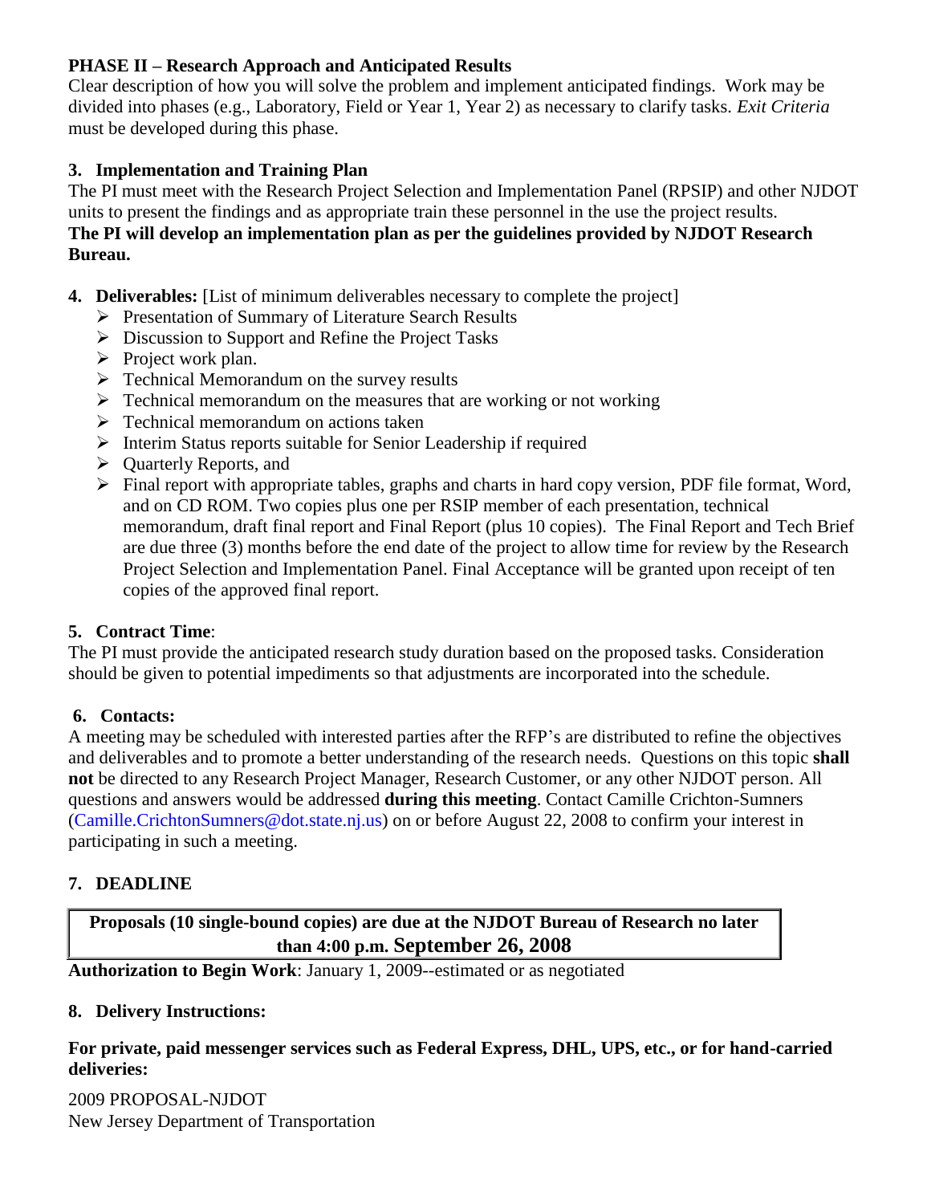**PHASE II – Research Approach and Anticipated Results**
Clear description of how you will solve the problem and implement anticipated findings. Work may be divided into phases (e.g., Laboratory, Field or Year 1, Year 2) as necessary to clarify tasks. *Exit Criteria* must be developed during this phase.

## 3. Implementation and Training Plan

The PI must meet with the Research Project Selection and Implementation Panel (RPSIP) and other NJDOT units to present the findings and as appropriate train these personnel in the use the project results.
**The PI will develop an implementation plan as per the guidelines provided by NJDOT Research Bureau.**

## 4. Deliverables: [List of minimum deliverables necessary to complete the project]

- Presentation of Summary of Literature Search Results
- Discussion to Support and Refine the Project Tasks
- Project work plan.
- Technical Memorandum on the survey results
- Technical memorandum on the measures that are working or not working
- Technical memorandum on actions taken
- Interim Status reports suitable for Senior Leadership if required
- Quarterly Reports, and
- Final report with appropriate tables, graphs and charts in hard copy version, PDF file format, Word, and on CD ROM. Two copies plus one per RSIP member of each presentation, technical memorandum, draft final report and Final Report (plus 10 copies). The Final Report and Tech Brief are due three (3) months before the end date of the project to allow time for review by the Research Project Selection and Implementation Panel. Final Acceptance will be granted upon receipt of ten copies of the approved final report.

## 5. Contract Time:

The PI must provide the anticipated research study duration based on the proposed tasks. Consideration should be given to potential impediments so that adjustments are incorporated into the schedule.

## 6. Contacts:

A meeting may be scheduled with interested parties after the RFP's are distributed to refine the objectives and deliverables and to promote a better understanding of the research needs. Questions on this topic **shall not** be directed to any Research Project Manager, Research Customer, or any other NJDOT person. All questions and answers would be addressed **during this meeting**. Contact Camille Crichton-Sumners (Camille.CrichtonSumners@dot.state.nj.us) on or before August 22, 2008 to confirm your interest in participating in such a meeting.

## 7. DEADLINE

**Proposals (10 single-bound copies) are due at the NJDOT Bureau of Research no later than 4:00 p.m. September 26, 2008**

**Authorization to Begin Work**: January 1, 2009--estimated or as negotiated

## 8. Delivery Instructions:

**For private, paid messenger services such as Federal Express, DHL, UPS, etc., or for hand-carried deliveries:**

2009 PROPOSAL-NJDOT
New Jersey Department of Transportation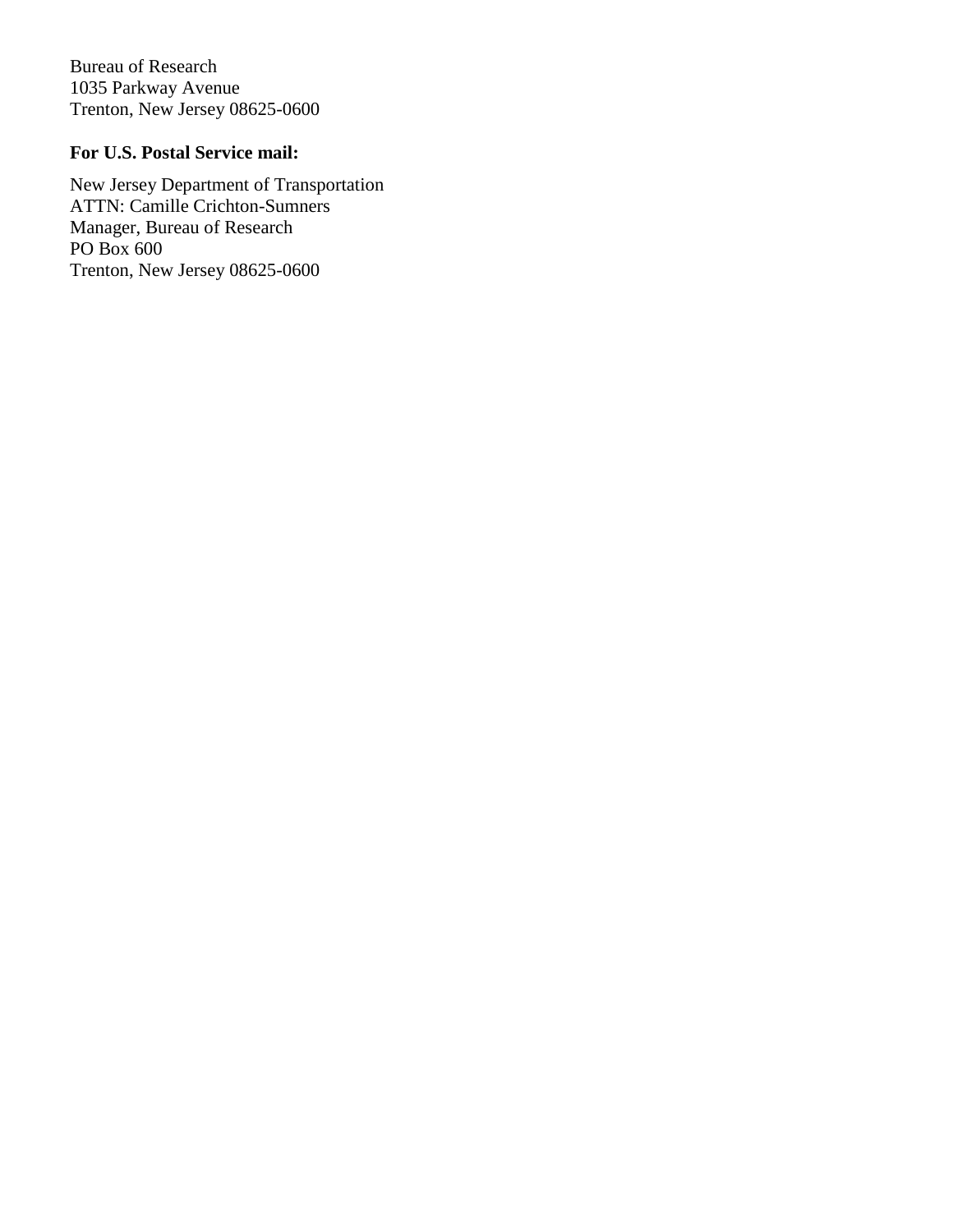Bureau of Research
1035 Parkway Avenue
Trenton, New Jersey 08625-0600

**For U.S. Postal Service mail:**

New Jersey Department of Transportation
ATTN: Camille Crichton-Sumners
Manager, Bureau of Research
PO Box 600
Trenton, New Jersey 08625-0600